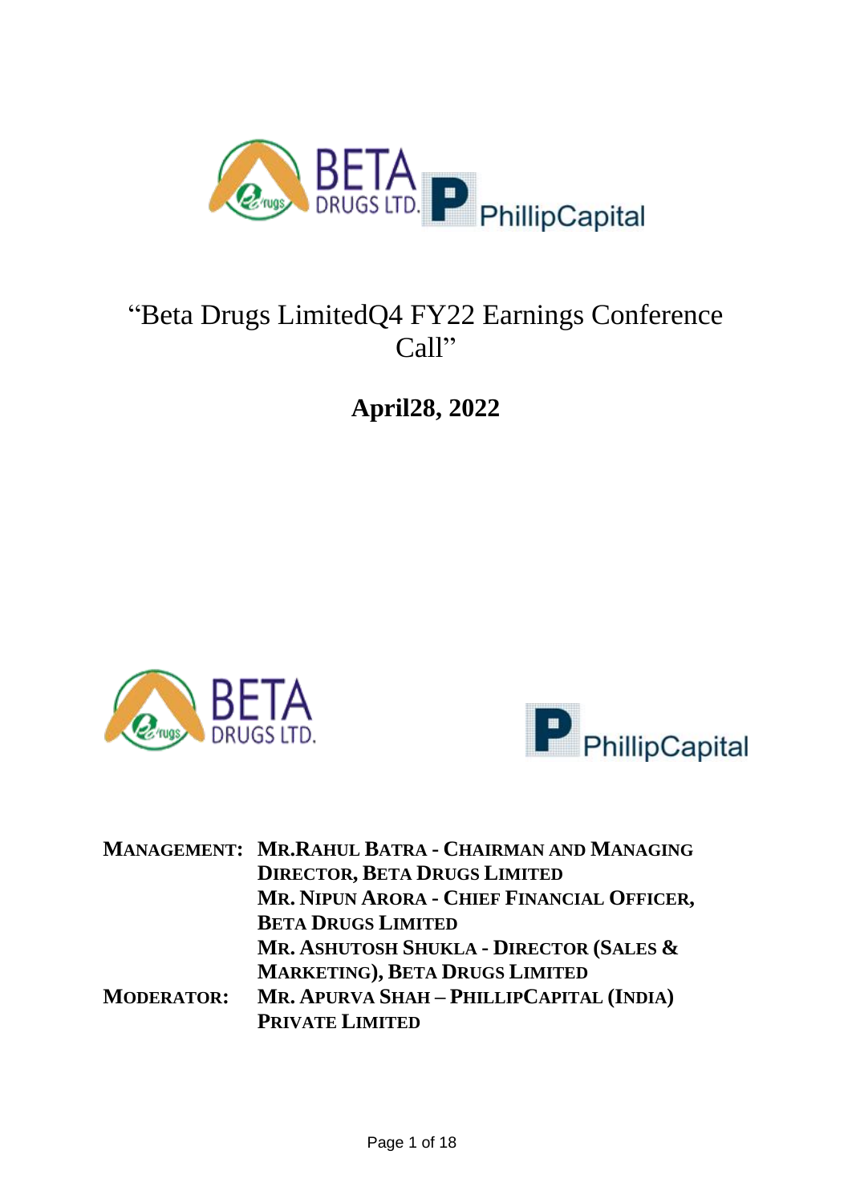# "Beta Drugs LimitedQ4 FY22 Earnings Conference Call"

## April28, 2022

| | |
|---|---|
| **MANAGEMENT:** | **MR.RAHUL BATRA - CHAIRMAN AND MANAGING DIRECTOR, BETA DRUGS LIMITED** |
| | **MR. NIPUN ARORA - CHIEF FINANCIAL OFFICER, BETA DRUGS LIMITED** |
| | **MR. ASHUTOSH SHUKLA - DIRECTOR (SALES & MARKETING), BETA DRUGS LIMITED** |
| **MODERATOR:** | **MR. APURVA SHAH – PHILLIPCAPITAL (INDIA) PRIVATE LIMITED** |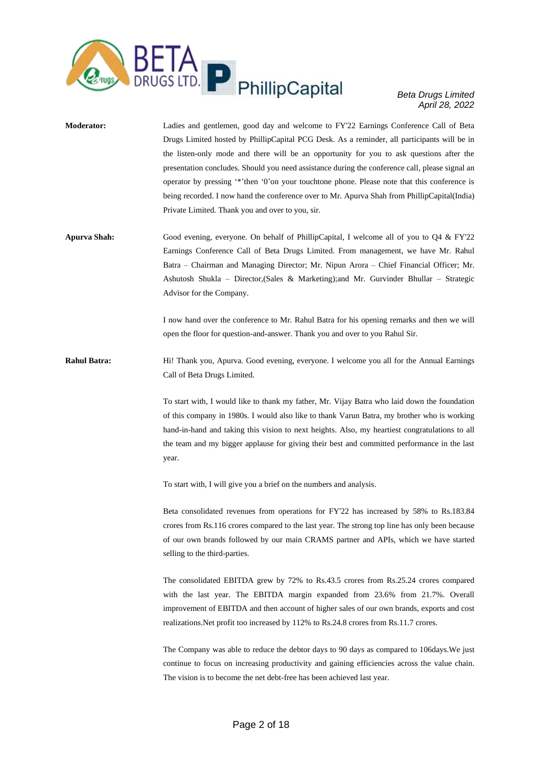**Moderator:** Ladies and gentlemen, good day and welcome to FY'22 Earnings Conference Call of Beta Drugs Limited hosted by PhillipCapital PCG Desk. As a reminder, all participants will be in the listen-only mode and there will be an opportunity for you to ask questions after the presentation concludes. Should you need assistance during the conference call, please signal an operator by pressing '*'then '0'on your touchtone phone. Please note that this conference is being recorded. I now hand the conference over to Mr. Apurva Shah from PhillipCapital(India) Private Limited. Thank you and over to you, sir.

**Apurva Shah:** Good evening, everyone. On behalf of PhillipCapital, I welcome all of you to Q4 & FY'22 Earnings Conference Call of Beta Drugs Limited. From management, we have Mr. Rahul Batra – Chairman and Managing Director; Mr. Nipun Arora – Chief Financial Officer; Mr. Ashutosh Shukla – Director,(Sales & Marketing);and Mr. Gurvinder Bhullar – Strategic Advisor for the Company.

I now hand over the conference to Mr. Rahul Batra for his opening remarks and then we will open the floor for question-and-answer. Thank you and over to you Rahul Sir.

**Rahul Batra:** Hi! Thank you, Apurva. Good evening, everyone. I welcome you all for the Annual Earnings Call of Beta Drugs Limited.

To start with, I would like to thank my father, Mr. Vijay Batra who laid down the foundation of this company in 1980s. I would also like to thank Varun Batra, my brother who is working hand-in-hand and taking this vision to next heights. Also, my heartiest congratulations to all the team and my bigger applause for giving their best and committed performance in the last year.

To start with, I will give you a brief on the numbers and analysis.

Beta consolidated revenues from operations for FY'22 has increased by 58% to Rs.183.84 crores from Rs.116 crores compared to the last year. The strong top line has only been because of our own brands followed by our main CRAMS partner and APIs, which we have started selling to the third-parties.

The consolidated EBITDA grew by 72% to Rs.43.5 crores from Rs.25.24 crores compared with the last year. The EBITDA margin expanded from 23.6% from 21.7%. Overall improvement of EBITDA and then account of higher sales of our own brands, exports and cost realizations.Net profit too increased by 112% to Rs.24.8 crores from Rs.11.7 crores.

The Company was able to reduce the debtor days to 90 days as compared to 106days.We just continue to focus on increasing productivity and gaining efficiencies across the value chain. The vision is to become the net debt-free has been achieved last year.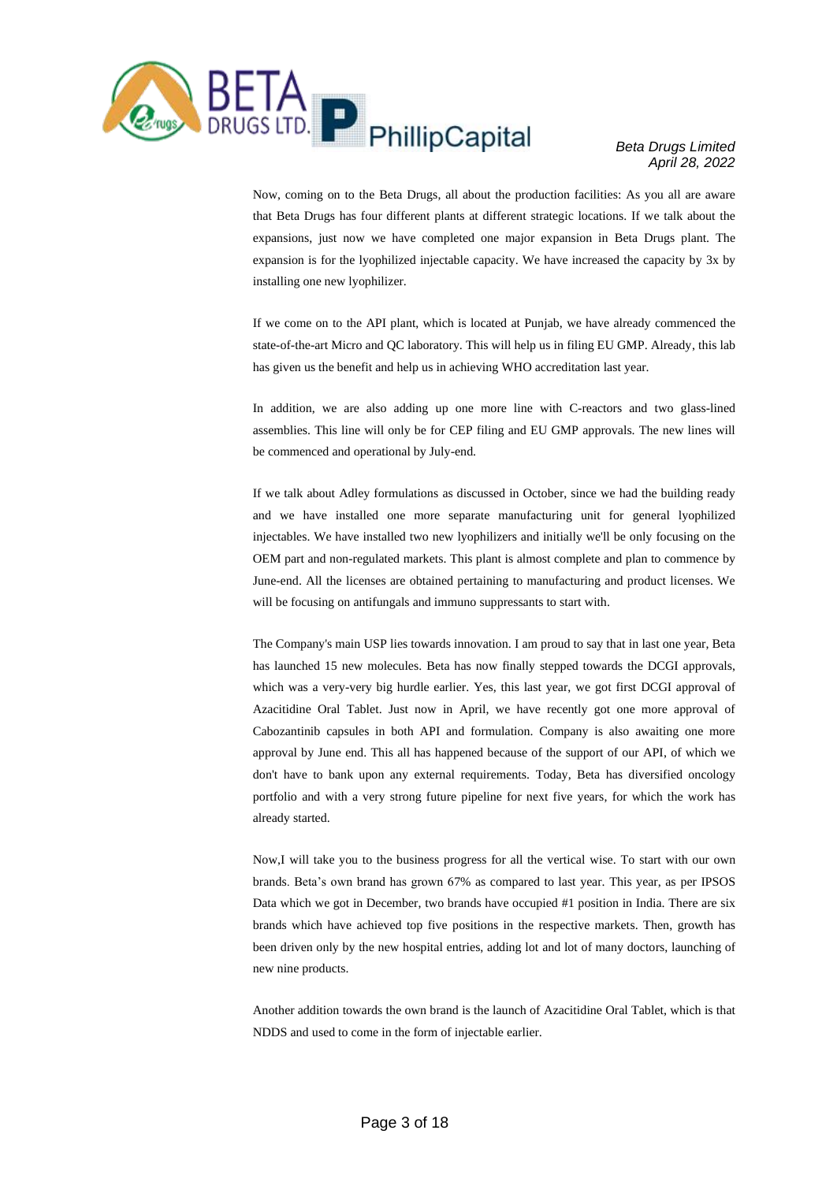Now, coming on to the Beta Drugs, all about the production facilities: As you all are aware that Beta Drugs has four different plants at different strategic locations. If we talk about the expansions, just now we have completed one major expansion in Beta Drugs plant. The expansion is for the lyophilized injectable capacity. We have increased the capacity by 3x by installing one new lyophilizer.

If we come on to the API plant, which is located at Punjab, we have already commenced the state-of-the-art Micro and QC laboratory. This will help us in filing EU GMP. Already, this lab has given us the benefit and help us in achieving WHO accreditation last year.

In addition, we are also adding up one more line with C-reactors and two glass-lined assemblies. This line will only be for CEP filing and EU GMP approvals. The new lines will be commenced and operational by July-end.

If we talk about Adley formulations as discussed in October, since we had the building ready and we have installed one more separate manufacturing unit for general lyophilized injectables. We have installed two new lyophilizers and initially we'll be only focusing on the OEM part and non-regulated markets. This plant is almost complete and plan to commence by June-end. All the licenses are obtained pertaining to manufacturing and product licenses. We will be focusing on antifungals and immuno suppressants to start with.

The Company's main USP lies towards innovation. I am proud to say that in last one year, Beta has launched 15 new molecules. Beta has now finally stepped towards the DCGI approvals, which was a very-very big hurdle earlier. Yes, this last year, we got first DCGI approval of Azacitidine Oral Tablet. Just now in April, we have recently got one more approval of Cabozantinib capsules in both API and formulation. Company is also awaiting one more approval by June end. This all has happened because of the support of our API, of which we don't have to bank upon any external requirements. Today, Beta has diversified oncology portfolio and with a very strong future pipeline for next five years, for which the work has already started.

Now,I will take you to the business progress for all the vertical wise. To start with our own brands. Beta's own brand has grown 67% as compared to last year. This year, as per IPSOS Data which we got in December, two brands have occupied #1 position in India. There are six brands which have achieved top five positions in the respective markets. Then, growth has been driven only by the new hospital entries, adding lot and lot of many doctors, launching of new nine products.

Another addition towards the own brand is the launch of Azacitidine Oral Tablet, which is that NDDS and used to come in the form of injectable earlier.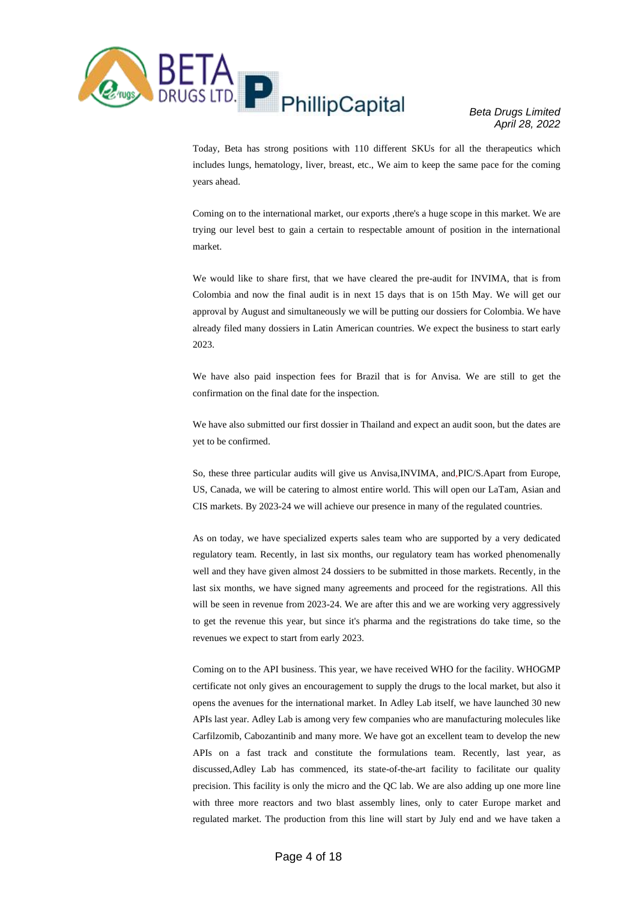Today, Beta has strong positions with 110 different SKUs for all the therapeutics which includes lungs, hematology, liver, breast, etc., We aim to keep the same pace for the coming years ahead.

Coming on to the international market, our exports ,there's a huge scope in this market. We are trying our level best to gain a certain to respectable amount of position in the international market.

We would like to share first, that we have cleared the pre-audit for INVIMA, that is from Colombia and now the final audit is in next 15 days that is on 15th May. We will get our approval by August and simultaneously we will be putting our dossiers for Colombia. We have already filed many dossiers in Latin American countries. We expect the business to start early 2023.

We have also paid inspection fees for Brazil that is for Anvisa. We are still to get the confirmation on the final date for the inspection.

We have also submitted our first dossier in Thailand and expect an audit soon, but the dates are yet to be confirmed.

So, these three particular audits will give us Anvisa,INVIMA, and,PIC/S.Apart from Europe, US, Canada, we will be catering to almost entire world. This will open our LaTam, Asian and CIS markets. By 2023-24 we will achieve our presence in many of the regulated countries.

As on today, we have specialized experts sales team who are supported by a very dedicated regulatory team. Recently, in last six months, our regulatory team has worked phenomenally well and they have given almost 24 dossiers to be submitted in those markets. Recently, in the last six months, we have signed many agreements and proceed for the registrations. All this will be seen in revenue from 2023-24. We are after this and we are working very aggressively to get the revenue this year, but since it's pharma and the registrations do take time, so the revenues we expect to start from early 2023.

Coming on to the API business. This year, we have received WHO for the facility. WHOGMP certificate not only gives an encouragement to supply the drugs to the local market, but also it opens the avenues for the international market. In Adley Lab itself, we have launched 30 new APIs last year. Adley Lab is among very few companies who are manufacturing molecules like Carfilzomib, Cabozantinib and many more. We have got an excellent team to develop the new APIs on a fast track and constitute the formulations team. Recently, last year, as discussed,Adley Lab has commenced, its state-of-the-art facility to facilitate our quality precision. This facility is only the micro and the QC lab. We are also adding up one more line with three more reactors and two blast assembly lines, only to cater Europe market and regulated market. The production from this line will start by July end and we have taken a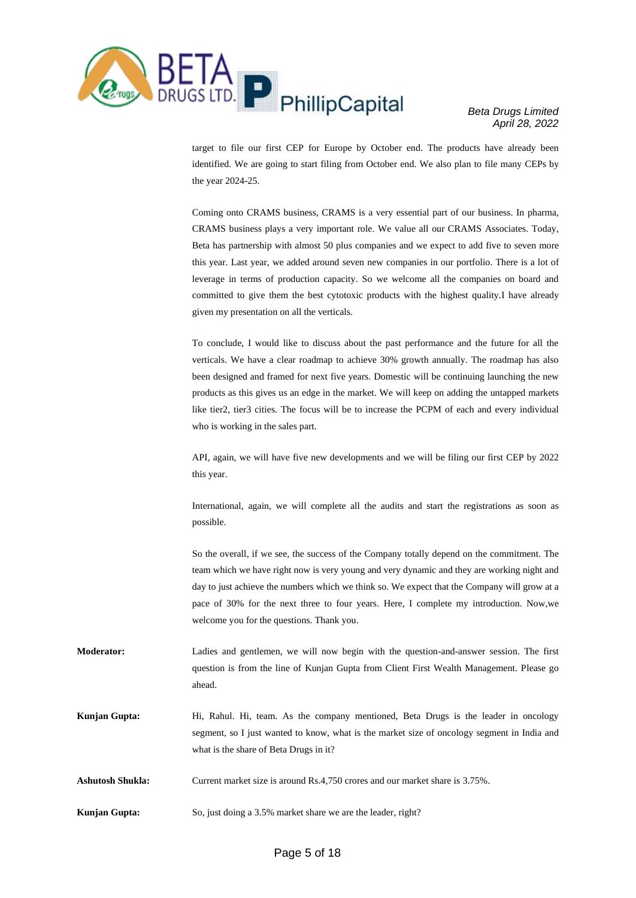target to file our first CEP for Europe by October end. The products have already been identified. We are going to start filing from October end. We also plan to file many CEPs by the year 2024-25.

Coming onto CRAMS business, CRAMS is a very essential part of our business. In pharma, CRAMS business plays a very important role. We value all our CRAMS Associates. Today, Beta has partnership with almost 50 plus companies and we expect to add five to seven more this year. Last year, we added around seven new companies in our portfolio. There is a lot of leverage in terms of production capacity. So we welcome all the companies on board and committed to give them the best cytotoxic products with the highest quality.I have already given my presentation on all the verticals.

To conclude, I would like to discuss about the past performance and the future for all the verticals. We have a clear roadmap to achieve 30% growth annually. The roadmap has also been designed and framed for next five years. Domestic will be continuing launching the new products as this gives us an edge in the market. We will keep on adding the untapped markets like tier2, tier3 cities. The focus will be to increase the PCPM of each and every individual who is working in the sales part.

API, again, we will have five new developments and we will be filing our first CEP by 2022 this year.

International, again, we will complete all the audits and start the registrations as soon as possible.

So the overall, if we see, the success of the Company totally depend on the commitment. The team which we have right now is very young and very dynamic and they are working night and day to just achieve the numbers which we think so. We expect that the Company will grow at a pace of 30% for the next three to four years. Here, I complete my introduction. Now,we welcome you for the questions. Thank you.

**Moderator:** Ladies and gentlemen, we will now begin with the question-and-answer session. The first question is from the line of Kunjan Gupta from Client First Wealth Management. Please go ahead.

**Kunjan Gupta:** Hi, Rahul. Hi, team. As the company mentioned, Beta Drugs is the leader in oncology segment, so I just wanted to know, what is the market size of oncology segment in India and what is the share of Beta Drugs in it?

**Ashutosh Shukla:** Current market size is around Rs.4,750 crores and our market share is 3.75%.

**Kunjan Gupta:** So, just doing a 3.5% market share we are the leader, right?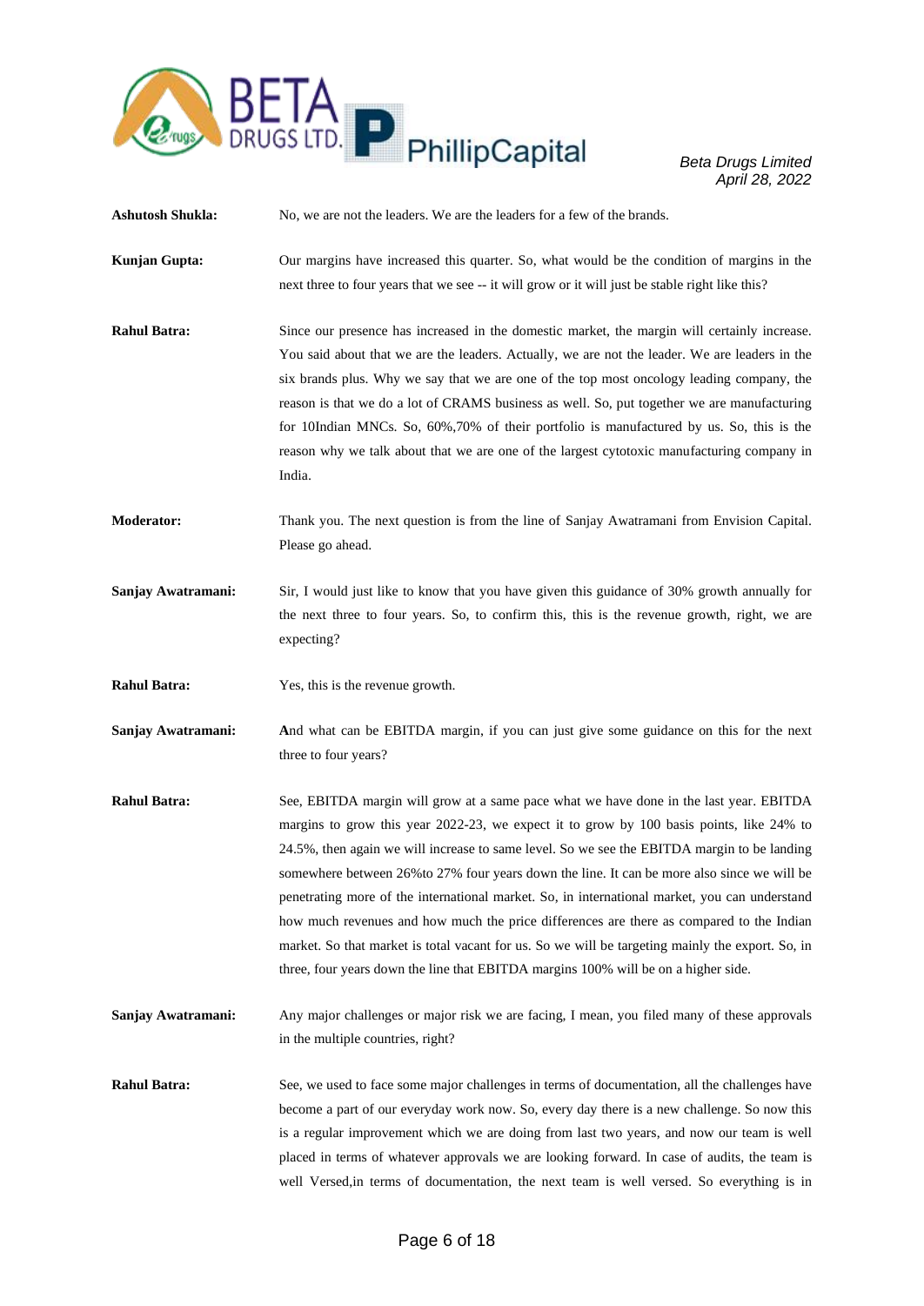**Ashutosh Shukla:** No, we are not the leaders. We are the leaders for a few of the brands.

**Kunjan Gupta:** Our margins have increased this quarter. So, what would be the condition of margins in the next three to four years that we see -- it will grow or it will just be stable right like this?

**Rahul Batra:** Since our presence has increased in the domestic market, the margin will certainly increase. You said about that we are the leaders. Actually, we are not the leader. We are leaders in the six brands plus. Why we say that we are one of the top most oncology leading company, the reason is that we do a lot of CRAMS business as well. So, put together we are manufacturing for 10Indian MNCs. So, 60%,70% of their portfolio is manufactured by us. So, this is the reason why we talk about that we are one of the largest cytotoxic manufacturing company in India.

**Moderator:** Thank you. The next question is from the line of Sanjay Awatramani from Envision Capital. Please go ahead.

**Sanjay Awatramani:** Sir, I would just like to know that you have given this guidance of 30% growth annually for the next three to four years. So, to confirm this, this is the revenue growth, right, we are expecting?

**Rahul Batra:** Yes, this is the revenue growth.

**Sanjay Awatramani:** And what can be EBITDA margin, if you can just give some guidance on this for the next three to four years?

**Rahul Batra:** See, EBITDA margin will grow at a same pace what we have done in the last year. EBITDA margins to grow this year 2022-23, we expect it to grow by 100 basis points, like 24% to 24.5%, then again we will increase to same level. So we see the EBITDA margin to be landing somewhere between 26%to 27% four years down the line. It can be more also since we will be penetrating more of the international market. So, in international market, you can understand how much revenues and how much the price differences are there as compared to the Indian market. So that market is total vacant for us. So we will be targeting mainly the export. So, in three, four years down the line that EBITDA margins 100% will be on a higher side.

**Sanjay Awatramani:** Any major challenges or major risk we are facing, I mean, you filed many of these approvals in the multiple countries, right?

**Rahul Batra:** See, we used to face some major challenges in terms of documentation, all the challenges have become a part of our everyday work now. So, every day there is a new challenge. So now this is a regular improvement which we are doing from last two years, and now our team is well placed in terms of whatever approvals we are looking forward. In case of audits, the team is well Versed,in terms of documentation, the next team is well versed. So everything is in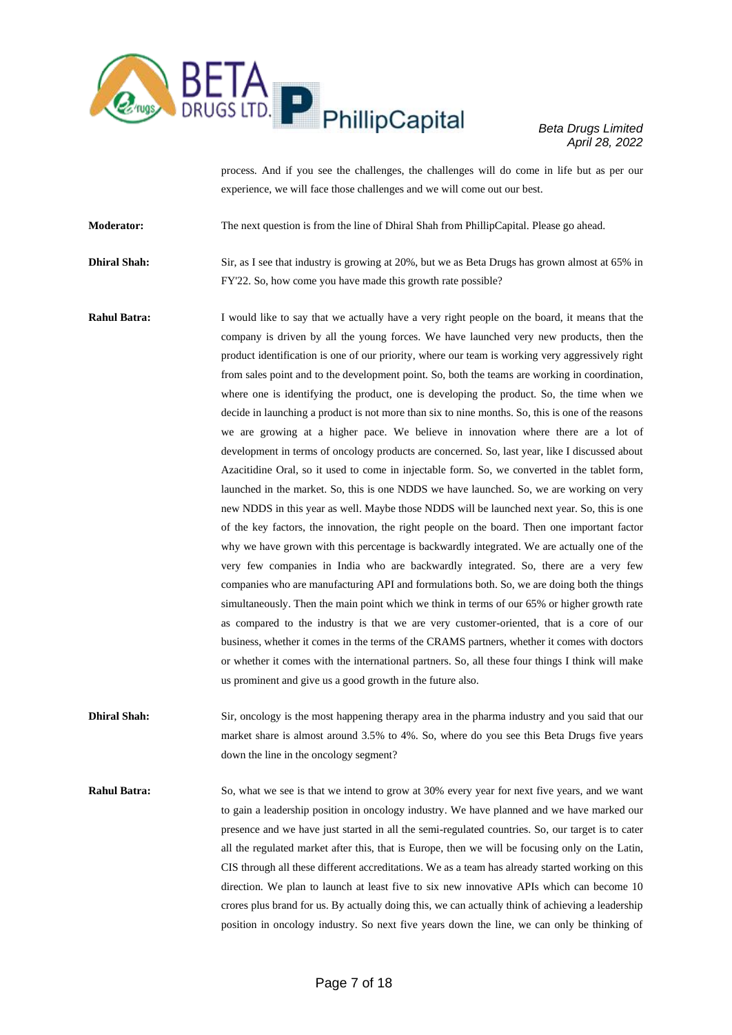process. And if you see the challenges, the challenges will do come in life but as per our experience, we will face those challenges and we will come out our best.

**Moderator:** The next question is from the line of Dhiral Shah from PhillipCapital. Please go ahead.

**Dhiral Shah:** Sir, as I see that industry is growing at 20%, but we as Beta Drugs has grown almost at 65% in FY'22. So, how come you have made this growth rate possible?

**Rahul Batra:** I would like to say that we actually have a very right people on the board, it means that the company is driven by all the young forces. We have launched very new products, then the product identification is one of our priority, where our team is working very aggressively right from sales point and to the development point. So, both the teams are working in coordination, where one is identifying the product, one is developing the product. So, the time when we decide in launching a product is not more than six to nine months. So, this is one of the reasons we are growing at a higher pace. We believe in innovation where there are a lot of development in terms of oncology products are concerned. So, last year, like I discussed about Azacitidine Oral, so it used to come in injectable form. So, we converted in the tablet form, launched in the market. So, this is one NDDS we have launched. So, we are working on very new NDDS in this year as well. Maybe those NDDS will be launched next year. So, this is one of the key factors, the innovation, the right people on the board. Then one important factor why we have grown with this percentage is backwardly integrated. We are actually one of the very few companies in India who are backwardly integrated. So, there are a very few companies who are manufacturing API and formulations both. So, we are doing both the things simultaneously. Then the main point which we think in terms of our 65% or higher growth rate as compared to the industry is that we are very customer-oriented, that is a core of our business, whether it comes in the terms of the CRAMS partners, whether it comes with doctors or whether it comes with the international partners. So, all these four things I think will make us prominent and give us a good growth in the future also.

**Dhiral Shah:** Sir, oncology is the most happening therapy area in the pharma industry and you said that our market share is almost around 3.5% to 4%. So, where do you see this Beta Drugs five years down the line in the oncology segment?

**Rahul Batra:** So, what we see is that we intend to grow at 30% every year for next five years, and we want to gain a leadership position in oncology industry. We have planned and we have marked our presence and we have just started in all the semi-regulated countries. So, our target is to cater all the regulated market after this, that is Europe, then we will be focusing only on the Latin, CIS through all these different accreditations. We as a team has already started working on this direction. We plan to launch at least five to six new innovative APIs which can become 10 crores plus brand for us. By actually doing this, we can actually think of achieving a leadership position in oncology industry. So next five years down the line, we can only be thinking of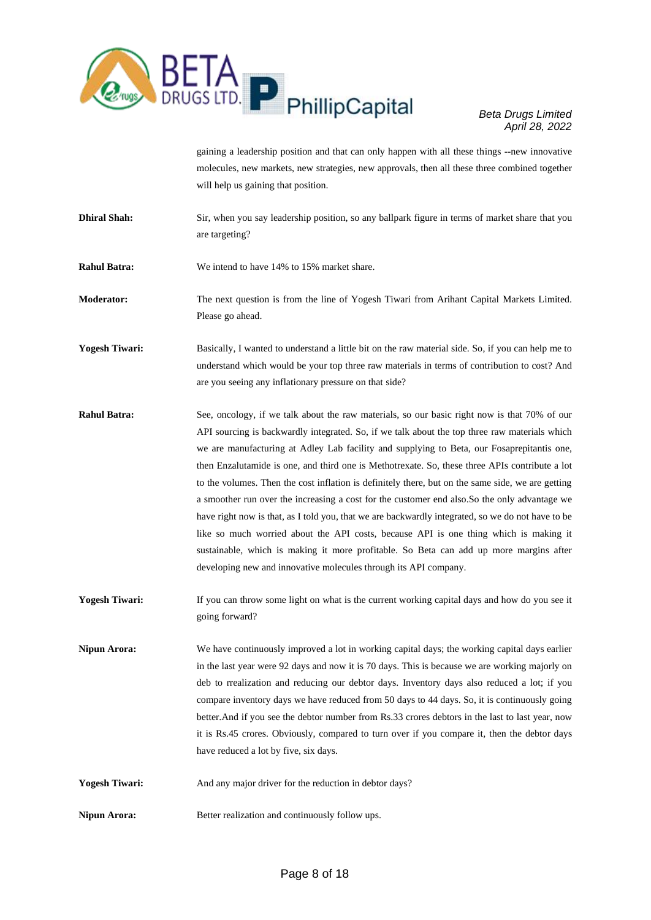gaining a leadership position and that can only happen with all these things --new innovative molecules, new markets, new strategies, new approvals, then all these three combined together will help us gaining that position.

**Dhiral Shah:** Sir, when you say leadership position, so any ballpark figure in terms of market share that you are targeting?

**Rahul Batra:** We intend to have 14% to 15% market share.

**Moderator:** The next question is from the line of Yogesh Tiwari from Arihant Capital Markets Limited. Please go ahead.

**Yogesh Tiwari:** Basically, I wanted to understand a little bit on the raw material side. So, if you can help me to understand which would be your top three raw materials in terms of contribution to cost? And are you seeing any inflationary pressure on that side?

**Rahul Batra:** See, oncology, if we talk about the raw materials, so our basic right now is that 70% of our API sourcing is backwardly integrated. So, if we talk about the top three raw materials which we are manufacturing at Adley Lab facility and supplying to Beta, our Fosaprepitantis one, then Enzalutamide is one, and third one is Methotrexate. So, these three APIs contribute a lot to the volumes. Then the cost inflation is definitely there, but on the same side, we are getting a smoother run over the increasing a cost for the customer end also.So the only advantage we have right now is that, as I told you, that we are backwardly integrated, so we do not have to be like so much worried about the API costs, because API is one thing which is making it sustainable, which is making it more profitable. So Beta can add up more margins after developing new and innovative molecules through its API company.

**Yogesh Tiwari:** If you can throw some light on what is the current working capital days and how do you see it going forward?

**Nipun Arora:** We have continuously improved a lot in working capital days; the working capital days earlier in the last year were 92 days and now it is 70 days. This is because we are working majorly on deb to rrealization and reducing our debtor days. Inventory days also reduced a lot; if you compare inventory days we have reduced from 50 days to 44 days. So, it is continuously going better.And if you see the debtor number from Rs.33 crores debtors in the last to last year, now it is Rs.45 crores. Obviously, compared to turn over if you compare it, then the debtor days have reduced a lot by five, six days.

**Yogesh Tiwari:** And any major driver for the reduction in debtor days?

**Nipun Arora:** Better realization and continuously follow ups.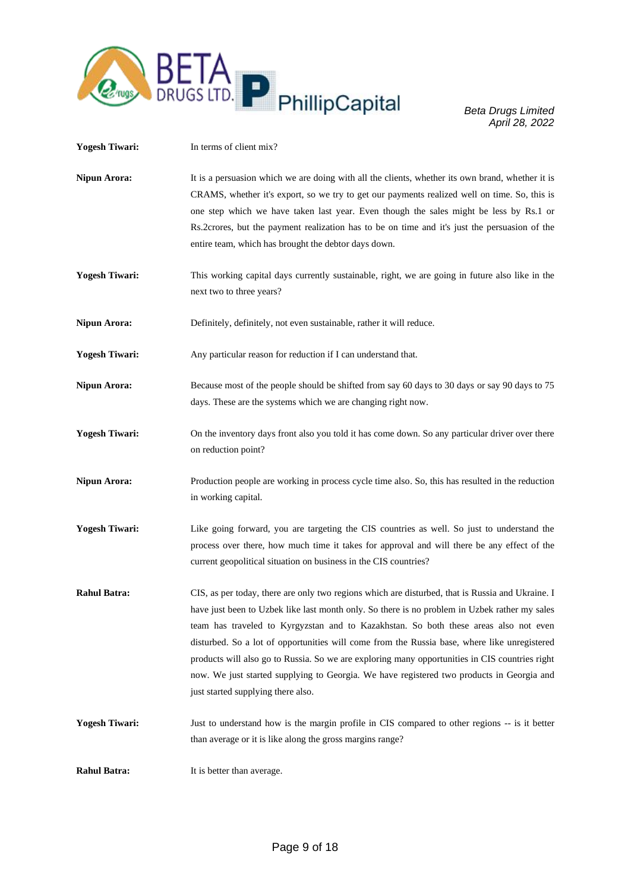**Yogesh Tiwari:** In terms of client mix?

**Nipun Arora:** It is a persuasion which we are doing with all the clients, whether its own brand, whether it is CRAMS, whether it's export, so we try to get our payments realized well on time. So, this is one step which we have taken last year. Even though the sales might be less by Rs.1 or Rs.2crores, but the payment realization has to be on time and it's just the persuasion of the entire team, which has brought the debtor days down.

**Yogesh Tiwari:** This working capital days currently sustainable, right, we are going in future also like in the next two to three years?

**Nipun Arora:** Definitely, definitely, not even sustainable, rather it will reduce.

**Yogesh Tiwari:** Any particular reason for reduction if I can understand that.

**Nipun Arora:** Because most of the people should be shifted from say 60 days to 30 days or say 90 days to 75 days. These are the systems which we are changing right now.

**Yogesh Tiwari:** On the inventory days front also you told it has come down. So any particular driver over there on reduction point?

**Nipun Arora:** Production people are working in process cycle time also. So, this has resulted in the reduction in working capital.

**Yogesh Tiwari:** Like going forward, you are targeting the CIS countries as well. So just to understand the process over there, how much time it takes for approval and will there be any effect of the current geopolitical situation on business in the CIS countries?

**Rahul Batra:** CIS, as per today, there are only two regions which are disturbed, that is Russia and Ukraine. I have just been to Uzbek like last month only. So there is no problem in Uzbek rather my sales team has traveled to Kyrgyzstan and to Kazakhstan. So both these areas also not even disturbed. So a lot of opportunities will come from the Russia base, where like unregistered products will also go to Russia. So we are exploring many opportunities in CIS countries right now. We just started supplying to Georgia. We have registered two products in Georgia and just started supplying there also.

**Yogesh Tiwari:** Just to understand how is the margin profile in CIS compared to other regions -- is it better than average or it is like along the gross margins range?

**Rahul Batra:** It is better than average.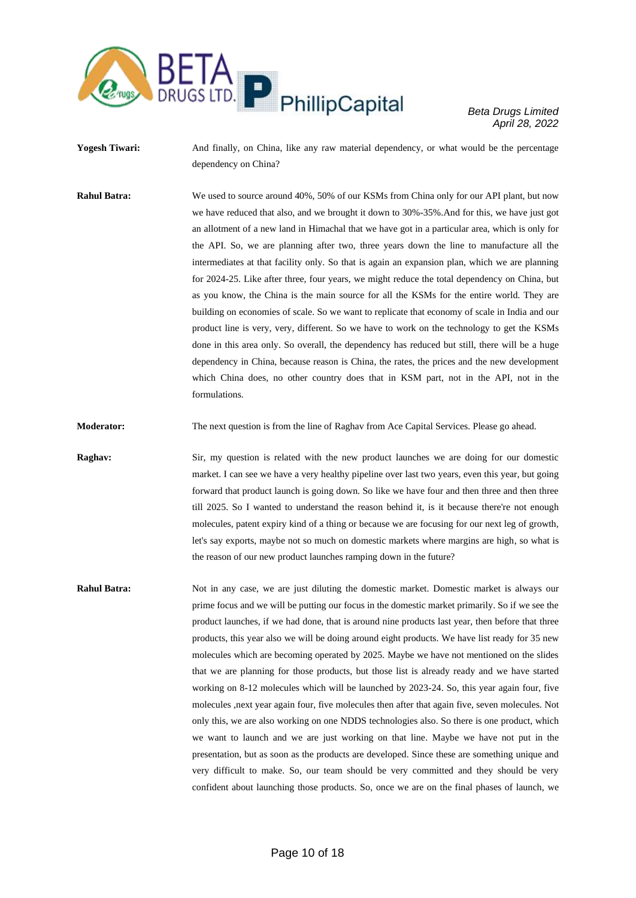**Yogesh Tiwari:** And finally, on China, like any raw material dependency, or what would be the percentage dependency on China?

**Rahul Batra:** We used to source around 40%, 50% of our KSMs from China only for our API plant, but now we have reduced that also, and we brought it down to 30%-35%.And for this, we have just got an allotment of a new land in Himachal that we have got in a particular area, which is only for the API. So, we are planning after two, three years down the line to manufacture all the intermediates at that facility only. So that is again an expansion plan, which we are planning for 2024-25. Like after three, four years, we might reduce the total dependency on China, but as you know, the China is the main source for all the KSMs for the entire world. They are building on economies of scale. So we want to replicate that economy of scale in India and our product line is very, very, different. So we have to work on the technology to get the KSMs done in this area only. So overall, the dependency has reduced but still, there will be a huge dependency in China, because reason is China, the rates, the prices and the new development which China does, no other country does that in KSM part, not in the API, not in the formulations.

**Moderator:** The next question is from the line of Raghav from Ace Capital Services. Please go ahead.

**Raghav:** Sir, my question is related with the new product launches we are doing for our domestic market. I can see we have a very healthy pipeline over last two years, even this year, but going forward that product launch is going down. So like we have four and then three and then three till 2025. So I wanted to understand the reason behind it, is it because there're not enough molecules, patent expiry kind of a thing or because we are focusing for our next leg of growth, let's say exports, maybe not so much on domestic markets where margins are high, so what is the reason of our new product launches ramping down in the future?

**Rahul Batra:** Not in any case, we are just diluting the domestic market. Domestic market is always our prime focus and we will be putting our focus in the domestic market primarily. So if we see the product launches, if we had done, that is around nine products last year, then before that three products, this year also we will be doing around eight products. We have list ready for 35 new molecules which are becoming operated by 2025. Maybe we have not mentioned on the slides that we are planning for those products, but those list is already ready and we have started working on 8-12 molecules which will be launched by 2023-24. So, this year again four, five molecules ,next year again four, five molecules then after that again five, seven molecules. Not only this, we are also working on one NDDS technologies also. So there is one product, which we want to launch and we are just working on that line. Maybe we have not put in the presentation, but as soon as the products are developed. Since these are something unique and very difficult to make. So, our team should be very committed and they should be very confident about launching those products. So, once we are on the final phases of launch, we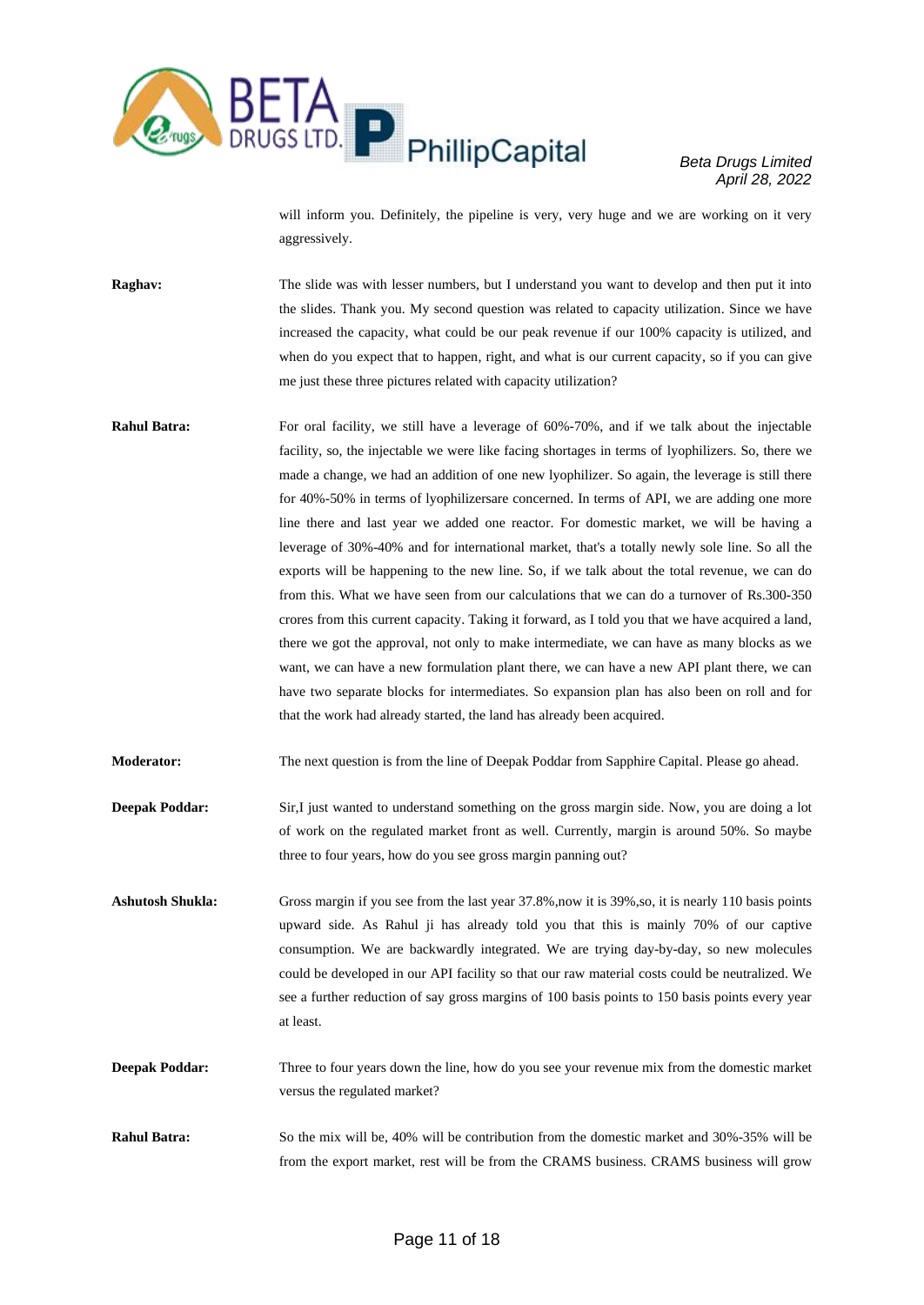will inform you. Definitely, the pipeline is very, very huge and we are working on it very aggressively.

**Raghav:** The slide was with lesser numbers, but I understand you want to develop and then put it into the slides. Thank you. My second question was related to capacity utilization. Since we have increased the capacity, what could be our peak revenue if our 100% capacity is utilized, and when do you expect that to happen, right, and what is our current capacity, so if you can give me just these three pictures related with capacity utilization?

**Rahul Batra:** For oral facility, we still have a leverage of 60%-70%, and if we talk about the injectable facility, so, the injectable we were like facing shortages in terms of lyophilizers. So, there we made a change, we had an addition of one new lyophilizer. So again, the leverage is still there for 40%-50% in terms of lyophilizersare concerned. In terms of API, we are adding one more line there and last year we added one reactor. For domestic market, we will be having a leverage of 30%-40% and for international market, that's a totally newly sole line. So all the exports will be happening to the new line. So, if we talk about the total revenue, we can do from this. What we have seen from our calculations that we can do a turnover of Rs.300-350 crores from this current capacity. Taking it forward, as I told you that we have acquired a land, there we got the approval, not only to make intermediate, we can have as many blocks as we want, we can have a new formulation plant there, we can have a new API plant there, we can have two separate blocks for intermediates. So expansion plan has also been on roll and for that the work had already started, the land has already been acquired.

**Moderator:** The next question is from the line of Deepak Poddar from Sapphire Capital. Please go ahead.

**Deepak Poddar:** Sir,I just wanted to understand something on the gross margin side. Now, you are doing a lot of work on the regulated market front as well. Currently, margin is around 50%. So maybe three to four years, how do you see gross margin panning out?

**Ashutosh Shukla:** Gross margin if you see from the last year 37.8%,now it is 39%,so, it is nearly 110 basis points upward side. As Rahul ji has already told you that this is mainly 70% of our captive consumption. We are backwardly integrated. We are trying day-by-day, so new molecules could be developed in our API facility so that our raw material costs could be neutralized. We see a further reduction of say gross margins of 100 basis points to 150 basis points every year at least.

**Deepak Poddar:** Three to four years down the line, how do you see your revenue mix from the domestic market versus the regulated market?

**Rahul Batra:** So the mix will be, 40% will be contribution from the domestic market and 30%-35% will be from the export market, rest will be from the CRAMS business. CRAMS business will grow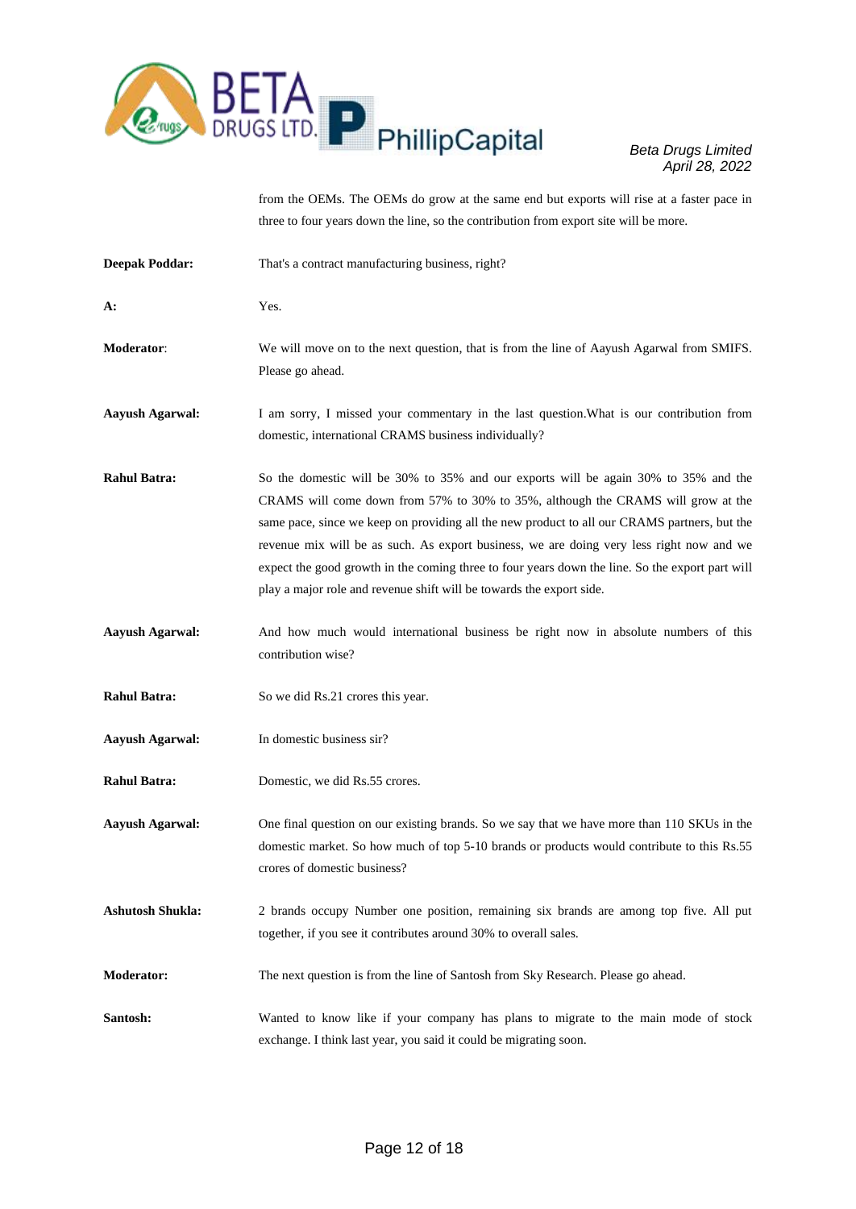from the OEMs. The OEMs do grow at the same end but exports will rise at a faster pace in three to four years down the line, so the contribution from export site will be more.

**Deepak Poddar:** That's a contract manufacturing business, right?

**A:** Yes.

**Moderator**: We will move on to the next question, that is from the line of Aayush Agarwal from SMIFS. Please go ahead.

**Aayush Agarwal:** I am sorry, I missed your commentary in the last question.What is our contribution from domestic, international CRAMS business individually?

**Rahul Batra:** So the domestic will be 30% to 35% and our exports will be again 30% to 35% and the CRAMS will come down from 57% to 30% to 35%, although the CRAMS will grow at the same pace, since we keep on providing all the new product to all our CRAMS partners, but the revenue mix will be as such. As export business, we are doing very less right now and we expect the good growth in the coming three to four years down the line. So the export part will play a major role and revenue shift will be towards the export side.

**Aayush Agarwal:** And how much would international business be right now in absolute numbers of this contribution wise?

**Rahul Batra:** So we did Rs.21 crores this year.

**Aayush Agarwal:** In domestic business sir?

**Rahul Batra:** Domestic, we did Rs.55 crores.

**Aayush Agarwal:** One final question on our existing brands. So we say that we have more than 110 SKUs in the domestic market. So how much of top 5-10 brands or products would contribute to this Rs.55 crores of domestic business?

**Ashutosh Shukla:** 2 brands occupy Number one position, remaining six brands are among top five. All put together, if you see it contributes around 30% to overall sales.

**Moderator:** The next question is from the line of Santosh from Sky Research. Please go ahead.

**Santosh:** Wanted to know like if your company has plans to migrate to the main mode of stock exchange. I think last year, you said it could be migrating soon.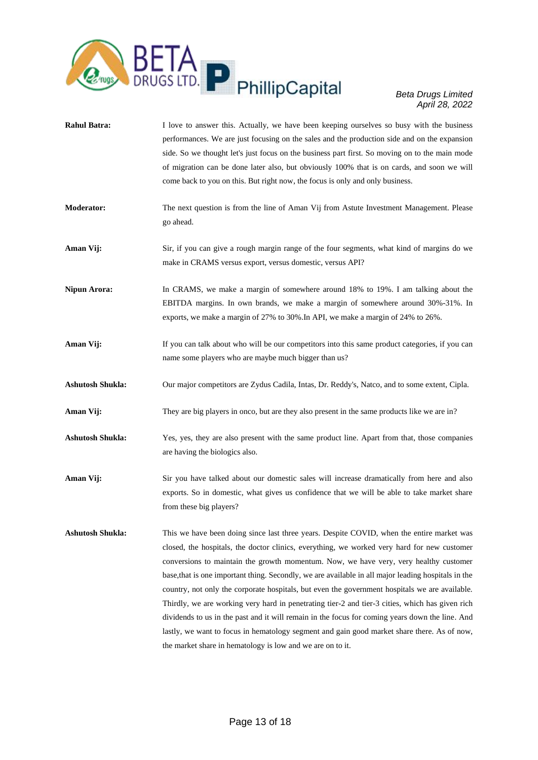**Rahul Batra:** I love to answer this. Actually, we have been keeping ourselves so busy with the business performances. We are just focusing on the sales and the production side and on the expansion side. So we thought let's just focus on the business part first. So moving on to the main mode of migration can be done later also, but obviously 100% that is on cards, and soon we will come back to you on this. But right now, the focus is only and only business.

**Moderator:** The next question is from the line of Aman Vij from Astute Investment Management. Please go ahead.

**Aman Vij:** Sir, if you can give a rough margin range of the four segments, what kind of margins do we make in CRAMS versus export, versus domestic, versus API?

**Nipun Arora:** In CRAMS, we make a margin of somewhere around 18% to 19%. I am talking about the EBITDA margins. In own brands, we make a margin of somewhere around 30%-31%. In exports, we make a margin of 27% to 30%.In API, we make a margin of 24% to 26%.

**Aman Vij:** If you can talk about who will be our competitors into this same product categories, if you can name some players who are maybe much bigger than us?

**Ashutosh Shukla:** Our major competitors are Zydus Cadila, Intas, Dr. Reddy's, Natco, and to some extent, Cipla.

**Aman Vij:** They are big players in onco, but are they also present in the same products like we are in?

**Ashutosh Shukla:** Yes, yes, they are also present with the same product line. Apart from that, those companies are having the biologics also.

**Aman Vij:** Sir you have talked about our domestic sales will increase dramatically from here and also exports. So in domestic, what gives us confidence that we will be able to take market share from these big players?

**Ashutosh Shukla:** This we have been doing since last three years. Despite COVID, when the entire market was closed, the hospitals, the doctor clinics, everything, we worked very hard for new customer conversions to maintain the growth momentum. Now, we have very, very healthy customer base,that is one important thing. Secondly, we are available in all major leading hospitals in the country, not only the corporate hospitals, but even the government hospitals we are available. Thirdly, we are working very hard in penetrating tier-2 and tier-3 cities, which has given rich dividends to us in the past and it will remain in the focus for coming years down the line. And lastly, we want to focus in hematology segment and gain good market share there. As of now, the market share in hematology is low and we are on to it.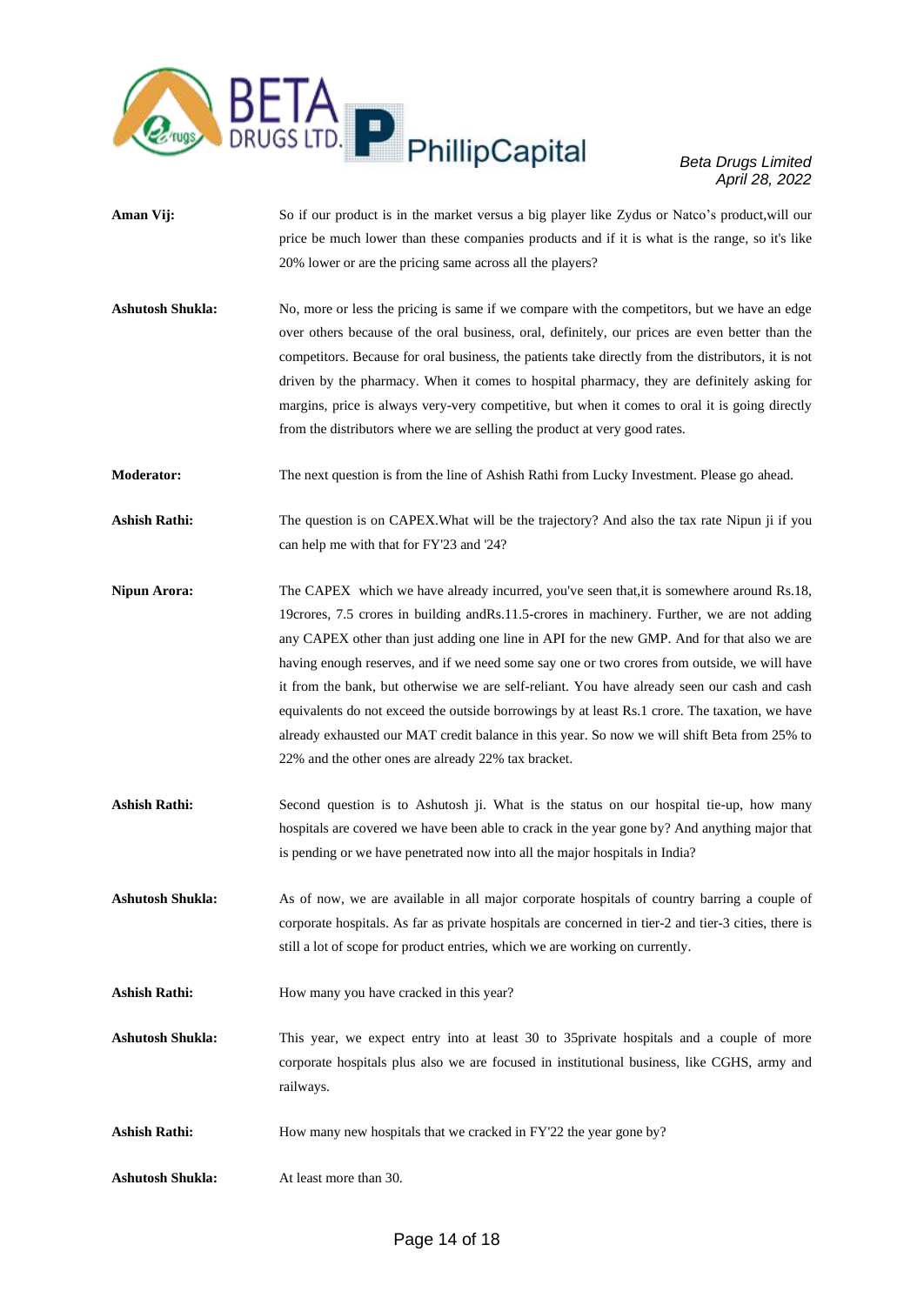**Aman Vij:** So if our product is in the market versus a big player like Zydus or Natco's product,will our price be much lower than these companies products and if it is what is the range, so it's like 20% lower or are the pricing same across all the players?

**Ashutosh Shukla:** No, more or less the pricing is same if we compare with the competitors, but we have an edge over others because of the oral business, oral, definitely, our prices are even better than the competitors. Because for oral business, the patients take directly from the distributors, it is not driven by the pharmacy. When it comes to hospital pharmacy, they are definitely asking for margins, price is always very-very competitive, but when it comes to oral it is going directly from the distributors where we are selling the product at very good rates.

**Moderator:** The next question is from the line of Ashish Rathi from Lucky Investment. Please go ahead.

**Ashish Rathi:** The question is on CAPEX.What will be the trajectory? And also the tax rate Nipun ji if you can help me with that for FY'23 and '24?

**Nipun Arora:** The CAPEX which we have already incurred, you've seen that,it is somewhere around Rs.18, 19crores, 7.5 crores in building andRs.11.5-crores in machinery. Further, we are not adding any CAPEX other than just adding one line in API for the new GMP. And for that also we are having enough reserves, and if we need some say one or two crores from outside, we will have it from the bank, but otherwise we are self-reliant. You have already seen our cash and cash equivalents do not exceed the outside borrowings by at least Rs.1 crore. The taxation, we have already exhausted our MAT credit balance in this year. So now we will shift Beta from 25% to 22% and the other ones are already 22% tax bracket.

**Ashish Rathi:** Second question is to Ashutosh ji. What is the status on our hospital tie-up, how many hospitals are covered we have been able to crack in the year gone by? And anything major that is pending or we have penetrated now into all the major hospitals in India?

**Ashutosh Shukla:** As of now, we are available in all major corporate hospitals of country barring a couple of corporate hospitals. As far as private hospitals are concerned in tier-2 and tier-3 cities, there is still a lot of scope for product entries, which we are working on currently.

**Ashish Rathi:** How many you have cracked in this year?

**Ashutosh Shukla:** This year, we expect entry into at least 30 to 35private hospitals and a couple of more corporate hospitals plus also we are focused in institutional business, like CGHS, army and railways.

**Ashish Rathi:** How many new hospitals that we cracked in FY'22 the year gone by?

**Ashutosh Shukla:** At least more than 30.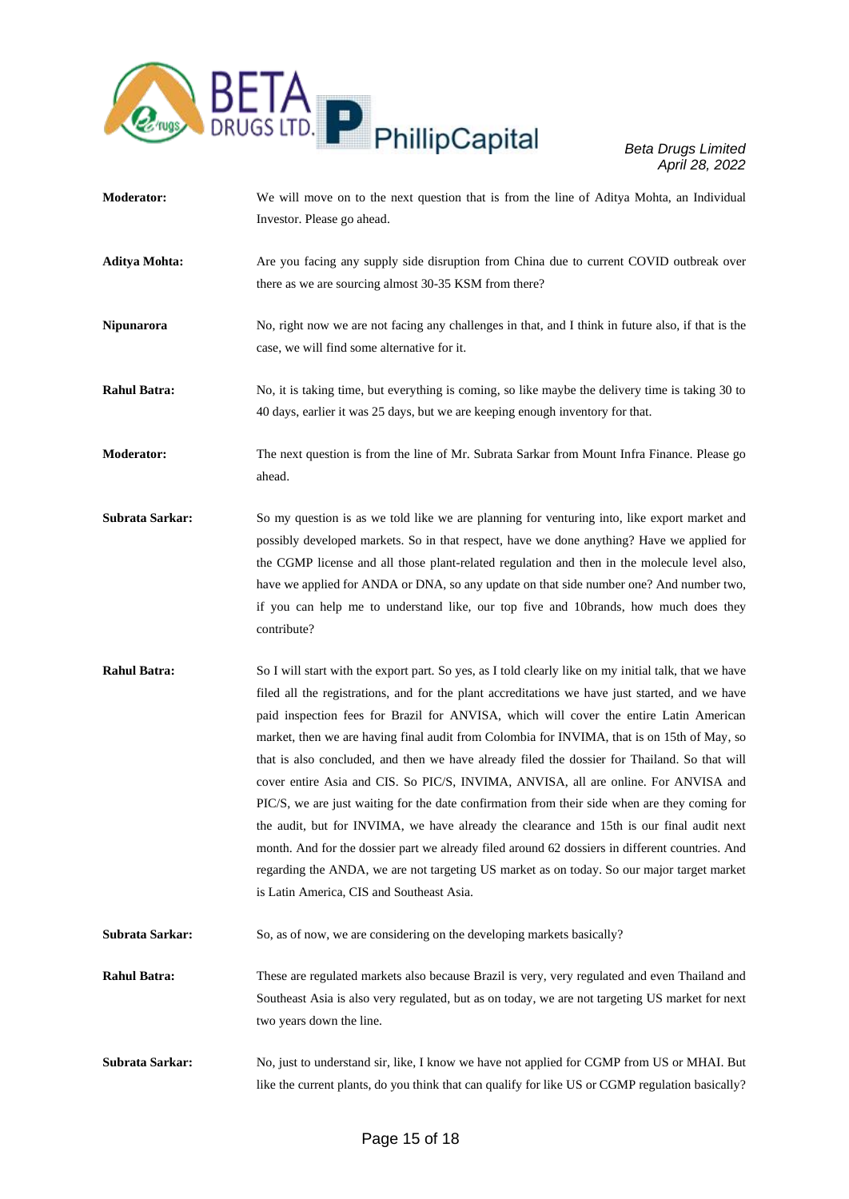**Moderator:** We will move on to the next question that is from the line of Aditya Mohta, an Individual Investor. Please go ahead.

**Aditya Mohta:** Are you facing any supply side disruption from China due to current COVID outbreak over there as we are sourcing almost 30-35 KSM from there?

**Nipunarora** No, right now we are not facing any challenges in that, and I think in future also, if that is the case, we will find some alternative for it.

**Rahul Batra:** No, it is taking time, but everything is coming, so like maybe the delivery time is taking 30 to 40 days, earlier it was 25 days, but we are keeping enough inventory for that.

**Moderator:** The next question is from the line of Mr. Subrata Sarkar from Mount Infra Finance. Please go ahead.

**Subrata Sarkar:** So my question is as we told like we are planning for venturing into, like export market and possibly developed markets. So in that respect, have we done anything? Have we applied for the CGMP license and all those plant-related regulation and then in the molecule level also, have we applied for ANDA or DNA, so any update on that side number one? And number two, if you can help me to understand like, our top five and 10brands, how much does they contribute?

**Rahul Batra:** So I will start with the export part. So yes, as I told clearly like on my initial talk, that we have filed all the registrations, and for the plant accreditations we have just started, and we have paid inspection fees for Brazil for ANVISA, which will cover the entire Latin American market, then we are having final audit from Colombia for INVIMA, that is on 15th of May, so that is also concluded, and then we have already filed the dossier for Thailand. So that will cover entire Asia and CIS. So PIC/S, INVIMA, ANVISA, all are online. For ANVISA and PIC/S, we are just waiting for the date confirmation from their side when are they coming for the audit, but for INVIMA, we have already the clearance and 15th is our final audit next month. And for the dossier part we already filed around 62 dossiers in different countries. And regarding the ANDA, we are not targeting US market as on today. So our major target market is Latin America, CIS and Southeast Asia.

**Subrata Sarkar:** So, as of now, we are considering on the developing markets basically?

**Rahul Batra:** These are regulated markets also because Brazil is very, very regulated and even Thailand and Southeast Asia is also very regulated, but as on today, we are not targeting US market for next two years down the line.

**Subrata Sarkar:** No, just to understand sir, like, I know we have not applied for CGMP from US or MHAI. But like the current plants, do you think that can qualify for like US or CGMP regulation basically?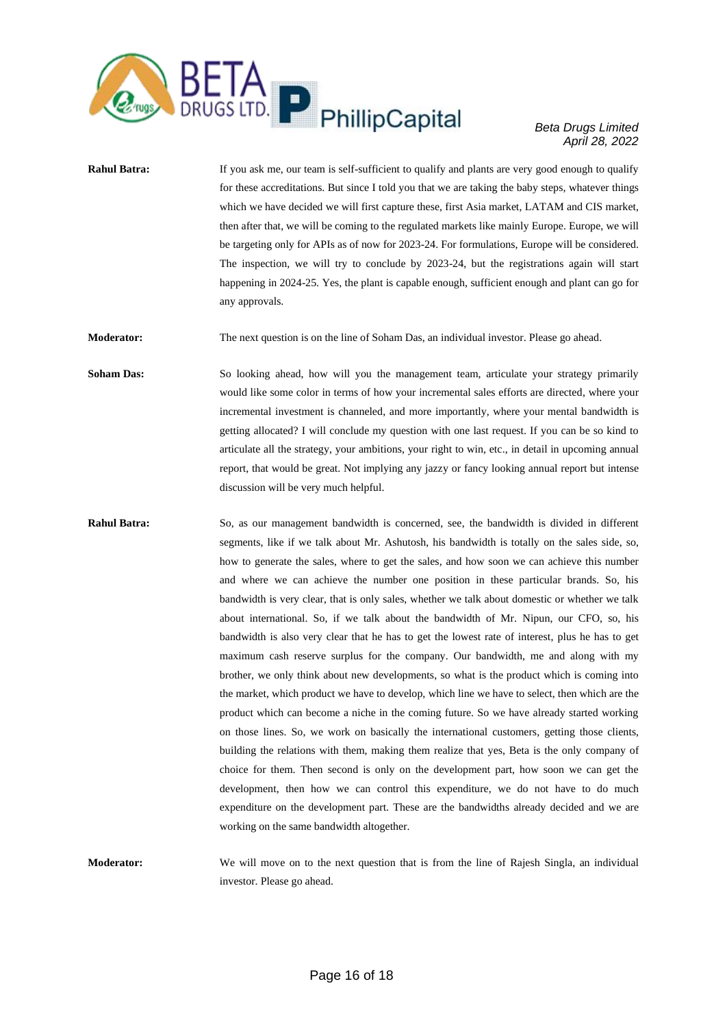**Rahul Batra:** If you ask me, our team is self-sufficient to qualify and plants are very good enough to qualify for these accreditations. But since I told you that we are taking the baby steps, whatever things which we have decided we will first capture these, first Asia market, LATAM and CIS market, then after that, we will be coming to the regulated markets like mainly Europe. Europe, we will be targeting only for APIs as of now for 2023-24. For formulations, Europe will be considered. The inspection, we will try to conclude by 2023-24, but the registrations again will start happening in 2024-25. Yes, the plant is capable enough, sufficient enough and plant can go for any approvals.

**Moderator:** The next question is on the line of Soham Das, an individual investor. Please go ahead.

**Soham Das:** So looking ahead, how will you the management team, articulate your strategy primarily would like some color in terms of how your incremental sales efforts are directed, where your incremental investment is channeled, and more importantly, where your mental bandwidth is getting allocated? I will conclude my question with one last request. If you can be so kind to articulate all the strategy, your ambitions, your right to win, etc., in detail in upcoming annual report, that would be great. Not implying any jazzy or fancy looking annual report but intense discussion will be very much helpful.

**Rahul Batra:** So, as our management bandwidth is concerned, see, the bandwidth is divided in different segments, like if we talk about Mr. Ashutosh, his bandwidth is totally on the sales side, so, how to generate the sales, where to get the sales, and how soon we can achieve this number and where we can achieve the number one position in these particular brands. So, his bandwidth is very clear, that is only sales, whether we talk about domestic or whether we talk about international. So, if we talk about the bandwidth of Mr. Nipun, our CFO, so, his bandwidth is also very clear that he has to get the lowest rate of interest, plus he has to get maximum cash reserve surplus for the company. Our bandwidth, me and along with my brother, we only think about new developments, so what is the product which is coming into the market, which product we have to develop, which line we have to select, then which are the product which can become a niche in the coming future. So we have already started working on those lines. So, we work on basically the international customers, getting those clients, building the relations with them, making them realize that yes, Beta is the only company of choice for them. Then second is only on the development part, how soon we can get the development, then how we can control this expenditure, we do not have to do much expenditure on the development part. These are the bandwidths already decided and we are working on the same bandwidth altogether.

**Moderator:** We will move on to the next question that is from the line of Rajesh Singla, an individual investor. Please go ahead.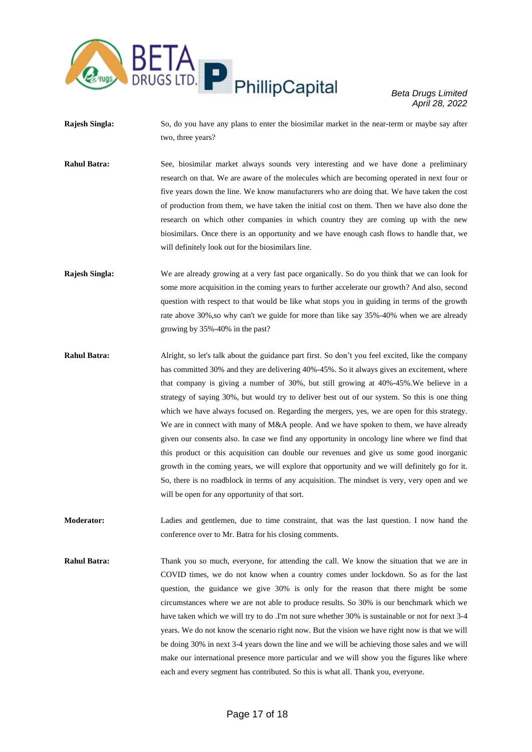**Rajesh Singla:** So, do you have any plans to enter the biosimilar market in the near-term or maybe say after two, three years?

**Rahul Batra:** See, biosimilar market always sounds very interesting and we have done a preliminary research on that. We are aware of the molecules which are becoming operated in next four or five years down the line. We know manufacturers who are doing that. We have taken the cost of production from them, we have taken the initial cost on them. Then we have also done the research on which other companies in which country they are coming up with the new biosimilars. Once there is an opportunity and we have enough cash flows to handle that, we will definitely look out for the biosimilars line.

**Rajesh Singla:** We are already growing at a very fast pace organically. So do you think that we can look for some more acquisition in the coming years to further accelerate our growth? And also, second question with respect to that would be like what stops you in guiding in terms of the growth rate above 30%,so why can't we guide for more than like say 35%-40% when we are already growing by 35%-40% in the past?

**Rahul Batra:** Alright, so let's talk about the guidance part first. So don't you feel excited, like the company has committed 30% and they are delivering 40%-45%. So it always gives an excitement, where that company is giving a number of 30%, but still growing at 40%-45%.We believe in a strategy of saying 30%, but would try to deliver best out of our system. So this is one thing which we have always focused on. Regarding the mergers, yes, we are open for this strategy. We are in connect with many of M&A people. And we have spoken to them, we have already given our consents also. In case we find any opportunity in oncology line where we find that this product or this acquisition can double our revenues and give us some good inorganic growth in the coming years, we will explore that opportunity and we will definitely go for it. So, there is no roadblock in terms of any acquisition. The mindset is very, very open and we will be open for any opportunity of that sort.

**Moderator:** Ladies and gentlemen, due to time constraint, that was the last question. I now hand the conference over to Mr. Batra for his closing comments.

**Rahul Batra:** Thank you so much, everyone, for attending the call. We know the situation that we are in COVID times, we do not know when a country comes under lockdown. So as for the last question, the guidance we give 30% is only for the reason that there might be some circumstances where we are not able to produce results. So 30% is our benchmark which we have taken which we will try to do .I'm not sure whether 30% is sustainable or not for next 3-4 years. We do not know the scenario right now. But the vision we have right now is that we will be doing 30% in next 3-4 years down the line and we will be achieving those sales and we will make our international presence more particular and we will show you the figures like where each and every segment has contributed. So this is what all. Thank you, everyone.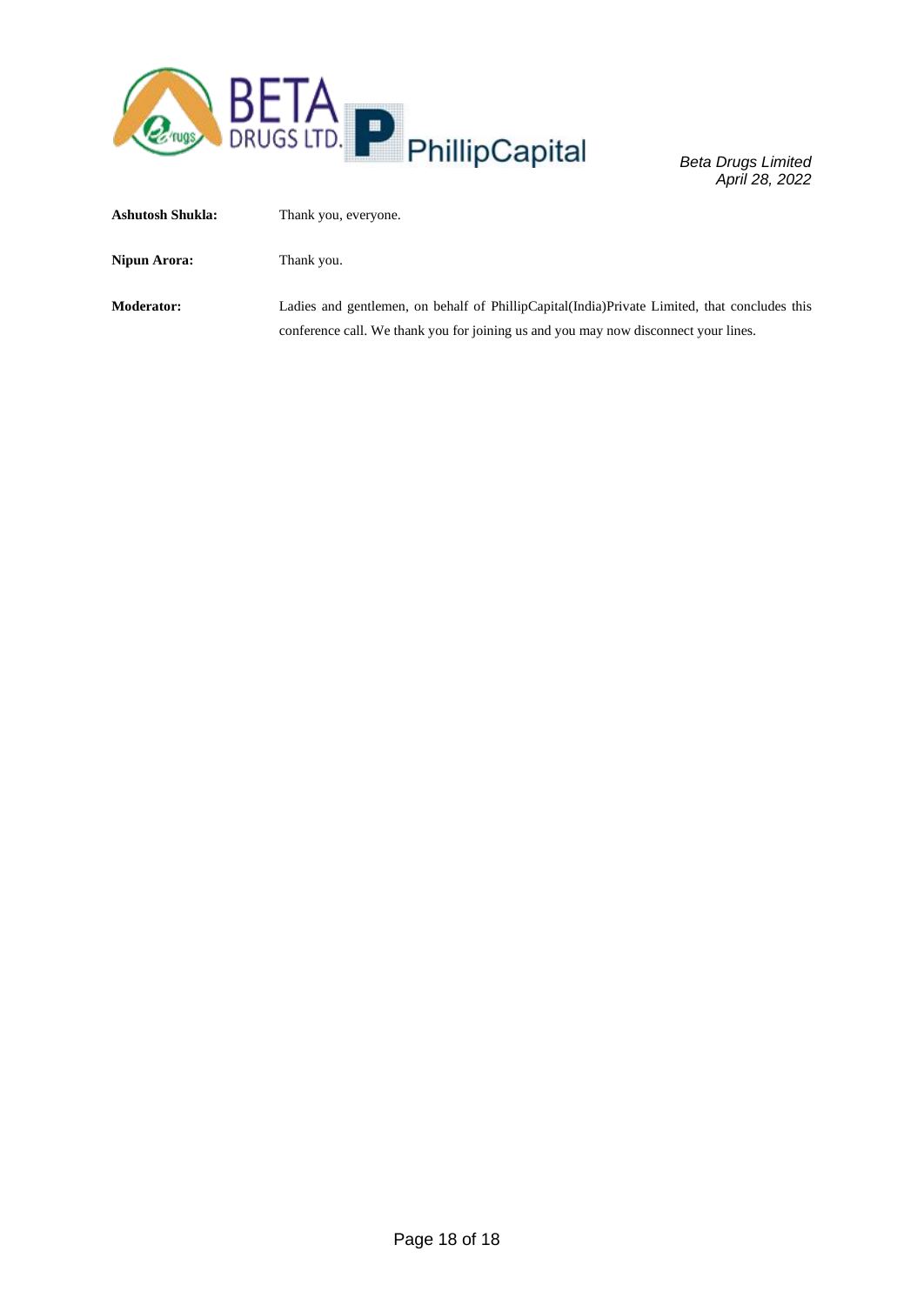**Ashutosh Shukla:** Thank you, everyone.

**Nipun Arora:** Thank you.

**Moderator:** Ladies and gentlemen, on behalf of PhillipCapital(India)Private Limited, that concludes this conference call. We thank you for joining us and you may now disconnect your lines.